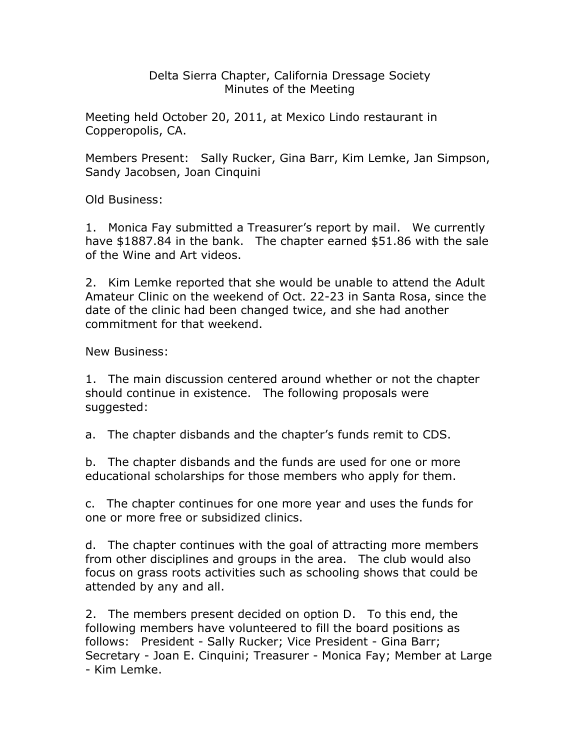# Delta Sierra Chapter, California Dressage Society
## Minutes of the Meeting

Meeting held October 20, 2011, at Mexico Lindo restaurant in Copperopolis, CA.

Members Present: Sally Rucker, Gina Barr, Kim Lemke, Jan Simpson, Sandy Jacobsen, Joan Cinquini

Old Business:

1. Monica Fay submitted a Treasurer's report by mail. We currently have $1887.84 in the bank. The chapter earned $51.86 with the sale of the Wine and Art videos.

2. Kim Lemke reported that she would be unable to attend the Adult Amateur Clinic on the weekend of Oct. 22-23 in Santa Rosa, since the date of the clinic had been changed twice, and she had another commitment for that weekend.

New Business:

1. The main discussion centered around whether or not the chapter should continue in existence. The following proposals were suggested:

a. The chapter disbands and the chapter's funds remit to CDS.

b. The chapter disbands and the funds are used for one or more educational scholarships for those members who apply for them.

c. The chapter continues for one more year and uses the funds for one or more free or subsidized clinics.

d. The chapter continues with the goal of attracting more members from other disciplines and groups in the area. The club would also focus on grass roots activities such as schooling shows that could be attended by any and all.

2. The members present decided on option D. To this end, the following members have volunteered to fill the board positions as follows: President - Sally Rucker; Vice President - Gina Barr; Secretary - Joan E. Cinquini; Treasurer - Monica Fay; Member at Large - Kim Lemke.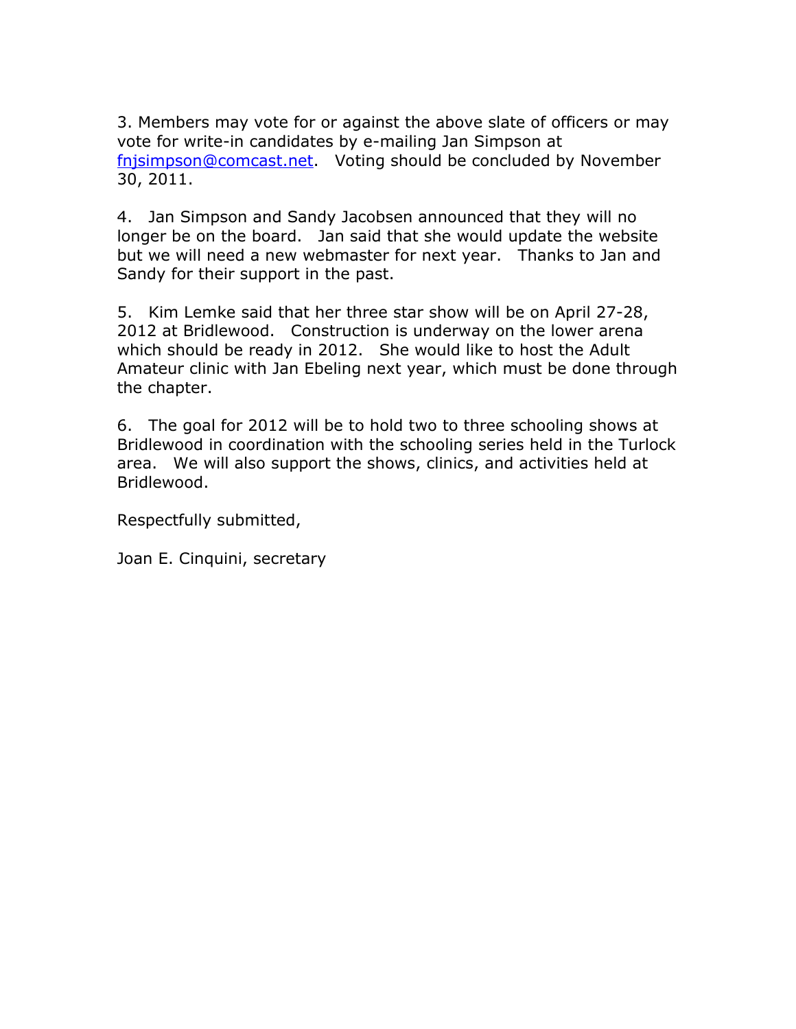3. Members may vote for or against the above slate of officers or may vote for write-in candidates by e-mailing Jan Simpson at fnjsimpson@comcast.net. Voting should be concluded by November 30, 2011.

4. Jan Simpson and Sandy Jacobsen announced that they will no longer be on the board. Jan said that she would update the website but we will need a new webmaster for next year. Thanks to Jan and Sandy for their support in the past.

5. Kim Lemke said that her three star show will be on April 27-28, 2012 at Bridlewood. Construction is underway on the lower arena which should be ready in 2012. She would like to host the Adult Amateur clinic with Jan Ebeling next year, which must be done through the chapter.

6. The goal for 2012 will be to hold two to three schooling shows at Bridlewood in coordination with the schooling series held in the Turlock area. We will also support the shows, clinics, and activities held at Bridlewood.

Respectfully submitted,

Joan E. Cinquini, secretary